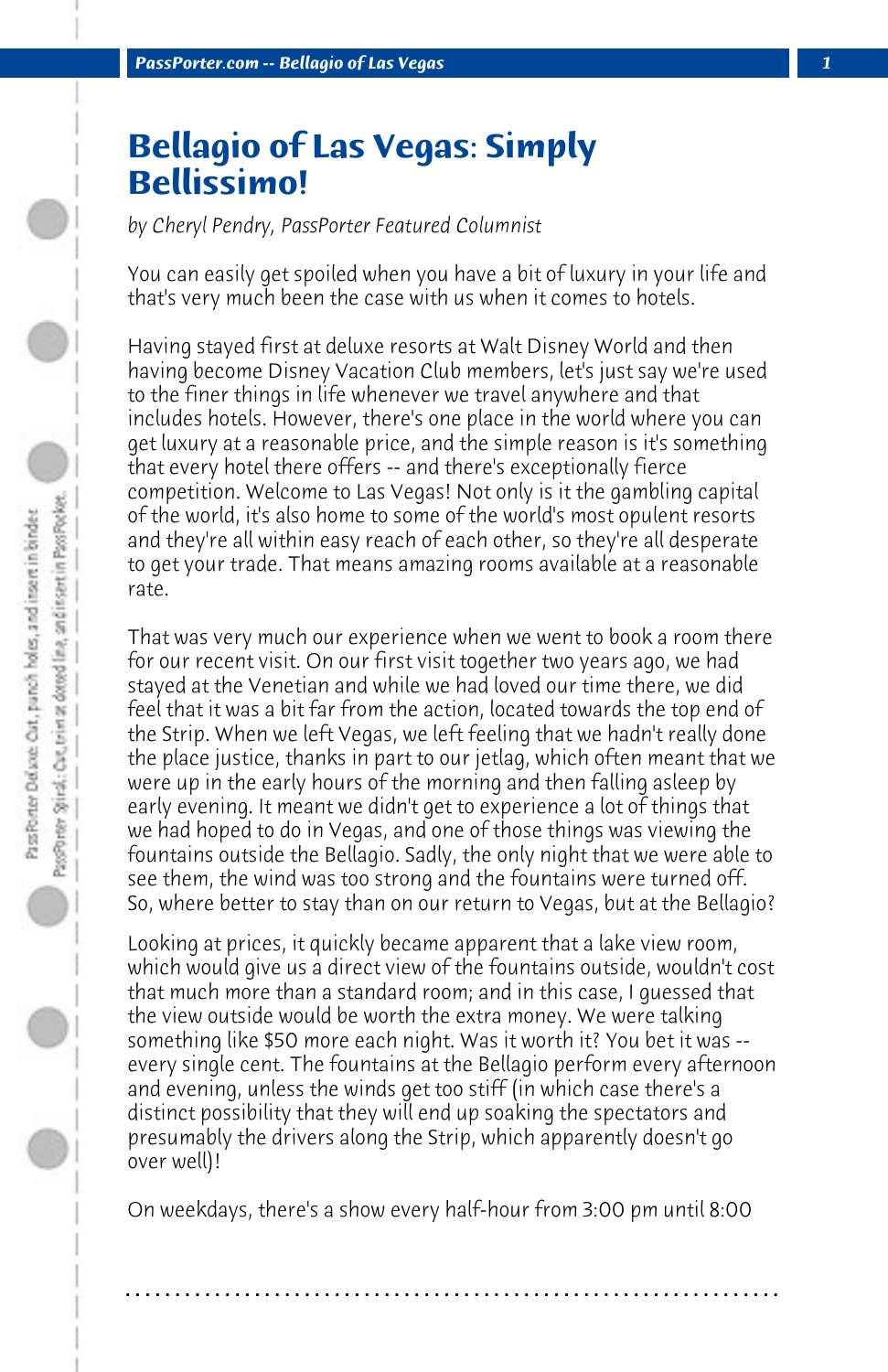# Bellagio of Las Vegas: Simply Bellissimo!

*by Cheryl Pendry, PassPorter Featured Columnist*

You can easily get spoiled when you have a bit of luxury in your life and that's very much been the case with us when it comes to hotels.

Having stayed first at deluxe resorts at Walt Disney World and then having become Disney Vacation Club members, let's just say we're used to the finer things in life whenever we travel anywhere and that includes hotels. However, there's one place in the world where you can get luxury at a reasonable price, and the simple reason is it's something that every hotel there offers -- and there's exceptionally fierce competition. Welcome to Las Vegas! Not only is it the gambling capital of the world, it's also home to some of the world's most opulent resorts and they're all within easy reach of each other, so they're all desperate to get your trade. That means amazing rooms available at a reasonable rate.

That was very much our experience when we went to book a room there for our recent visit. On our first visit together two years ago, we had stayed at the Venetian and while we had loved our time there, we did feel that it was a bit far from the action, located towards the top end of the Strip. When we left Vegas, we left feeling that we hadn't really done the place justice, thanks in part to our jetlag, which often meant that we were up in the early hours of the morning and then falling asleep by early evening. It meant we didn't get to experience a lot of things that we had hoped to do in Vegas, and one of those things was viewing the fountains outside the Bellagio. Sadly, the only night that we were able to see them, the wind was too strong and the fountains were turned off. So, where better to stay than on our return to Vegas, but at the Bellagio?

Looking at prices, it quickly became apparent that a lake view room, which would give us a direct view of the fountains outside, wouldn't cost that much more than a standard room; and in this case, I guessed that the view outside would be worth the extra money. We were talking something like $50 more each night. Was it worth it? You bet it was -- every single cent. The fountains at the Bellagio perform every afternoon and evening, unless the winds get too stiff (in which case there's a distinct possibility that they will end up soaking the spectators and presumably the drivers along the Strip, which apparently doesn't go over well)!

On weekdays, there's a show every half-hour from 3:00 pm until 8:00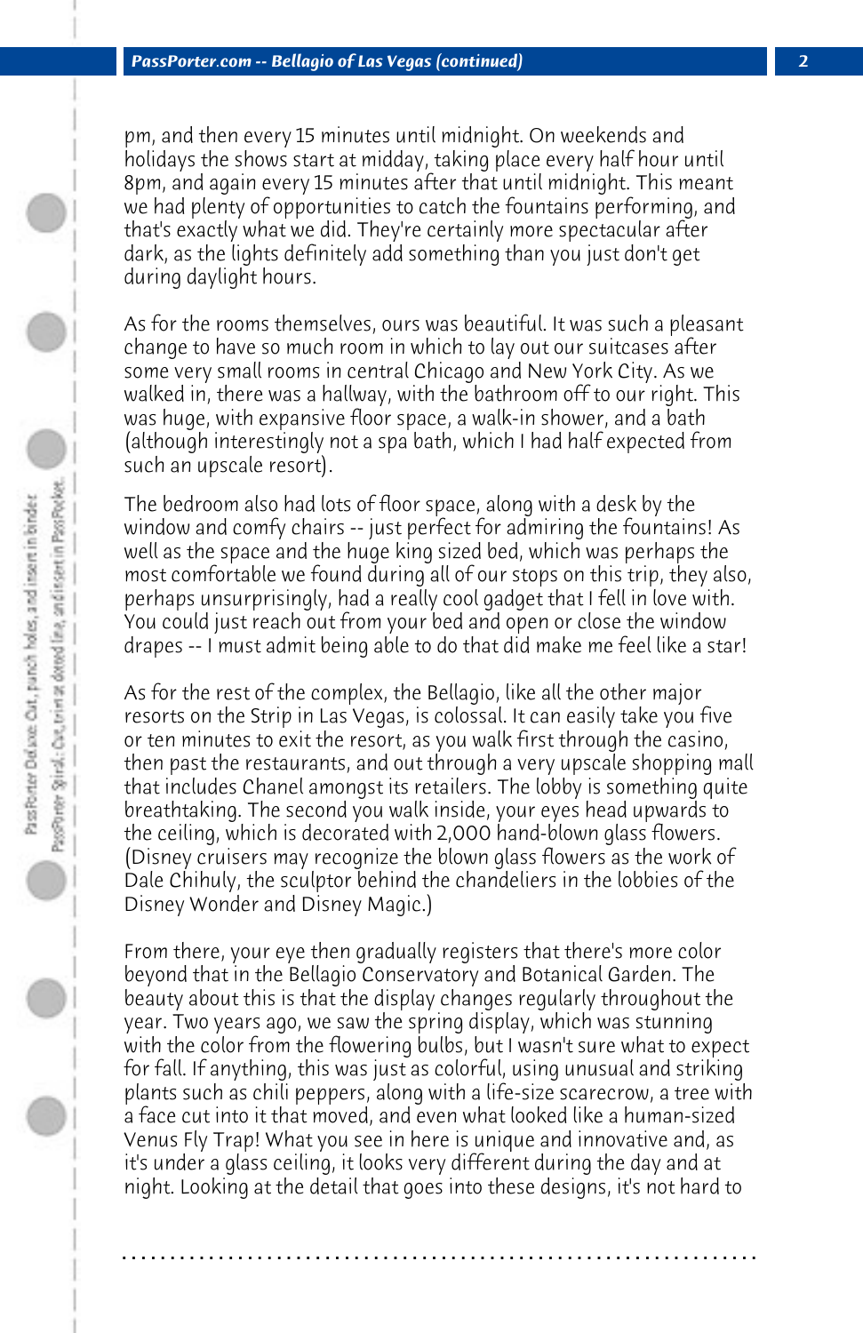pm, and then every 15 minutes until midnight. On weekends and holidays the shows start at midday, taking place every half hour until 8pm, and again every 15 minutes after that until midnight. This meant we had plenty of opportunities to catch the fountains performing, and that's exactly what we did. They're certainly more spectacular after dark, as the lights definitely add something than you just don't get during daylight hours.

As for the rooms themselves, ours was beautiful. It was such a pleasant change to have so much room in which to lay out our suitcases after some very small rooms in central Chicago and New York City. As we walked in, there was a hallway, with the bathroom off to our right. This was huge, with expansive floor space, a walk-in shower, and a bath (although interestingly not a spa bath, which I had half expected from such an upscale resort).

The bedroom also had lots of floor space, along with a desk by the window and comfy chairs -- just perfect for admiring the fountains! As well as the space and the huge king sized bed, which was perhaps the most comfortable we found during all of our stops on this trip, they also, perhaps unsurprisingly, had a really cool gadget that I fell in love with. You could just reach out from your bed and open or close the window drapes -- I must admit being able to do that did make me feel like a star!

As for the rest of the complex, the Bellagio, like all the other major resorts on the Strip in Las Vegas, is colossal. It can easily take you five or ten minutes to exit the resort, as you walk first through the casino, then past the restaurants, and out through a very upscale shopping mall that includes Chanel amongst its retailers. The lobby is something quite breathtaking. The second you walk inside, your eyes head upwards to the ceiling, which is decorated with 2,000 hand-blown glass flowers. (Disney cruisers may recognize the blown glass flowers as the work of Dale Chihuly, the sculptor behind the chandeliers in the lobbies of the Disney Wonder and Disney Magic.)

From there, your eye then gradually registers that there's more color beyond that in the Bellagio Conservatory and Botanical Garden. The beauty about this is that the display changes regularly throughout the year. Two years ago, we saw the spring display, which was stunning with the color from the flowering bulbs, but I wasn't sure what to expect for fall. If anything, this was just as colorful, using unusual and striking plants such as chili peppers, along with a life-size scarecrow, a tree with a face cut into it that moved, and even what looked like a human-sized Venus Fly Trap! What you see in here is unique and innovative and, as it's under a glass ceiling, it looks very different during the day and at night. Looking at the detail that goes into these designs, it's not hard to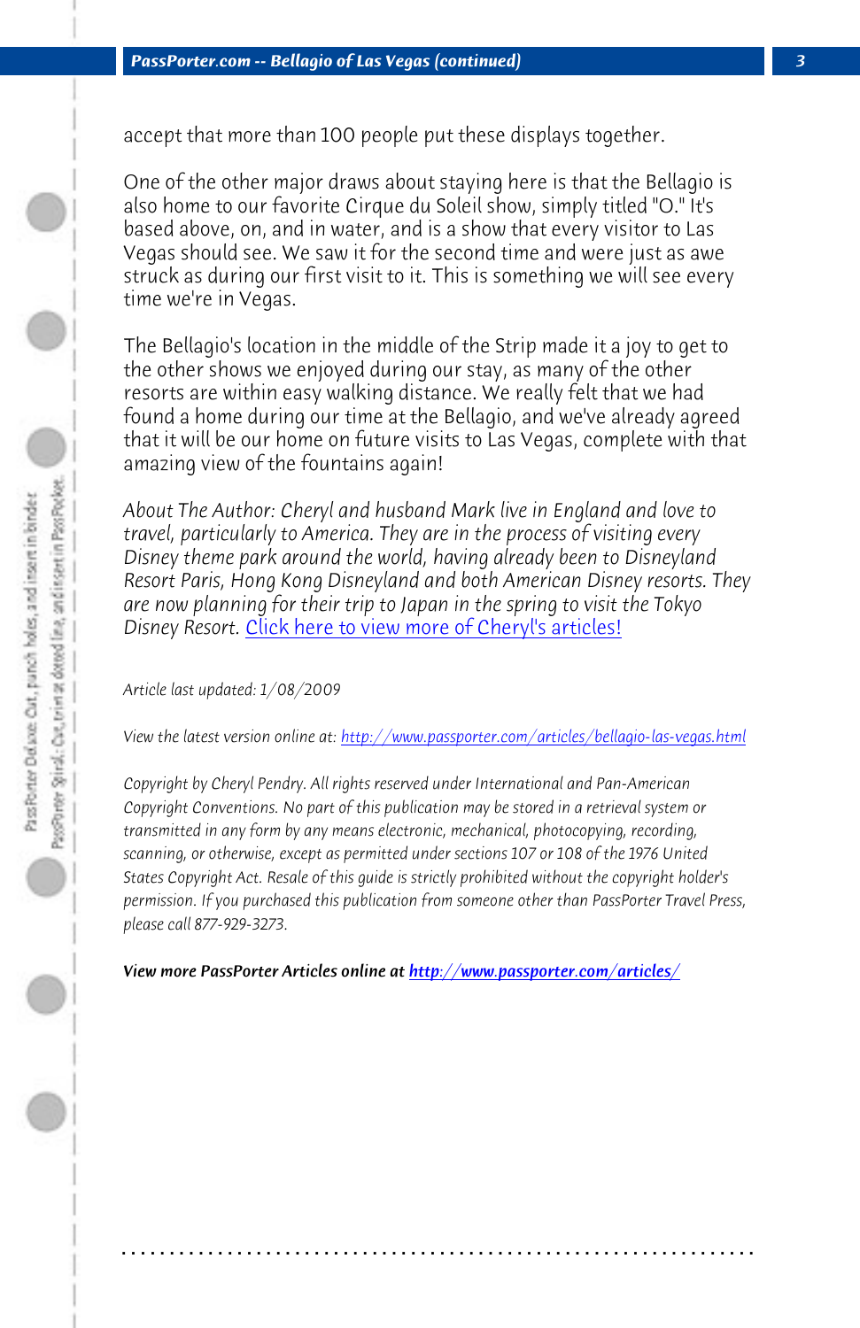accept that more than 100 people put these displays together.

One of the other major draws about staying here is that the Bellagio is also home to our favorite Cirque du Soleil show, simply titled "O." It's based above, on, and in water, and is a show that every visitor to Las Vegas should see. We saw it for the second time and were just as awe struck as during our first visit to it. This is something we will see every time we're in Vegas.

The Bellagio's location in the middle of the Strip made it a joy to get to the other shows we enjoyed during our stay, as many of the other resorts are within easy walking distance. We really felt that we had found a home during our time at the Bellagio, and we've already agreed that it will be our home on future visits to Las Vegas, complete with that amazing view of the fountains again!

*About The Author: Cheryl and husband Mark live in England and love to travel, particularly to America. They are in the process of visiting every Disney theme park around the world, having already been to Disneyland Resort Paris, Hong Kong Disneyland and both American Disney resorts. They are now planning for their trip to Japan in the spring to visit the Tokyo Disney Resort.* Click here to view more of Cheryl's articles!

*Article last updated: 1/08/2009*

*View the latest version online at: http://www.passporter.com/articles/bellagio-las-vegas.html*

*Copyright by Cheryl Pendry. All rights reserved under International and Pan-American Copyright Conventions. No part of this publication may be stored in a retrieval system or transmitted in any form by any means electronic, mechanical, photocopying, recording, scanning, or otherwise, except as permitted under sections 107 or 108 of the 1976 United States Copyright Act. Resale of this guide is strictly prohibited without the copyright holder's permission. If you purchased this publication from someone other than PassPorter Travel Press, please call 877-929-3273.*

***View more PassPorter Articles online at http://www.passporter.com/articles/***